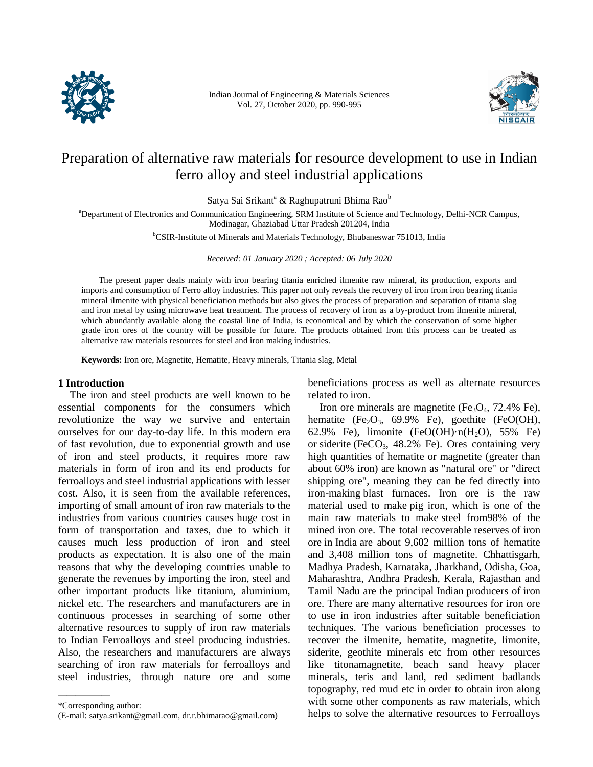# Preparation of alternative raw materials for resource development to use in Indian ferro alloy and steel industrial applications

Satya Sai Srikant[a] & Raghupatruni Bhima Rao[b]

[a]Department of Electronics and Communication Engineering, SRM Institute of Science and Technology, Delhi-NCR Campus, Modinagar, Ghaziabad Uttar Pradesh 201204, India

[b]CSIR-Institute of Minerals and Materials Technology, Bhubaneswar 751013, India

*Received: 01 January 2020 ; Accepted: 06 July 2020*

The present paper deals mainly with iron bearing titania enriched ilmenite raw mineral, its production, exports and imports and consumption of Ferro alloy industries. This paper not only reveals the recovery of iron from iron bearing titania mineral ilmenite with physical beneficiation methods but also gives the process of preparation and separation of titania slag and iron metal by using microwave heat treatment. The process of recovery of iron as a by-product from ilmenite mineral, which abundantly available along the coastal line of India, is economical and by which the conservation of some higher grade iron ores of the country will be possible for future. The products obtained from this process can be treated as alternative raw materials resources for steel and iron making industries.

**Keywords:** Iron ore, Magnetite, Hematite, Heavy minerals, Titania slag, Metal

## 1 Introduction

The iron and steel products are well known to be essential components for the consumers which revolutionize the way we survive and entertain ourselves for our day-to-day life. In this modern era of fast revolution, due to exponential growth and use of iron and steel products, it requires more raw materials in form of iron and its end products for ferroalloys and steel industrial applications with lesser cost. Also, it is seen from the available references, importing of small amount of iron raw materials to the industries from various countries causes huge cost in form of transportation and taxes, due to which it causes much less production of iron and steel products as expectation. It is also one of the main reasons that why the developing countries unable to generate the revenues by importing the iron, steel and other important products like titanium, aluminium, nickel etc. The researchers and manufacturers are in continuous processes in searching of some other alternative resources to supply of iron raw materials to Indian Ferroalloys and steel producing industries. Also, the researchers and manufacturers are always searching of iron raw materials for ferroalloys and steel industries, through nature ore and some beneficiations process as well as alternate resources related to iron.

Iron ore minerals are magnetite ($Fe_3O_4$, 72.4% Fe), hematite ($Fe_2O_3$, 69.9% Fe), goethite (FeO(OH), 62.9% Fe), limonite ($FeO(OH){\cdot}n(H_2O)$, 55% Fe) or siderite ($FeCO_3$, 48.2% Fe). Ores containing very high quantities of hematite or magnetite (greater than about 60% iron) are known as "natural ore" or "direct shipping ore", meaning they can be fed directly into iron-making blast furnaces. Iron ore is the raw material used to make pig iron, which is one of the main raw materials to make steel from98% of the mined iron ore. The total recoverable reserves of iron ore in India are about 9,602 million tons of hematite and 3,408 million tons of magnetite. Chhattisgarh, Madhya Pradesh, Karnataka, Jharkhand, Odisha, Goa, Maharashtra, Andhra Pradesh, Kerala, Rajasthan and Tamil Nadu are the principal Indian producers of iron ore. There are many alternative resources for iron ore to use in iron industries after suitable beneficiation techniques. The various beneficiation processes to recover the ilmenite, hematite, magnetite, limonite, siderite, geothite minerals etc from other resources like titonamagnetite, beach sand heavy placer minerals, teris and land, red sediment badlands topography, red mud etc in order to obtain iron along with some other components as raw materials, which helps to solve the alternative resources to Ferroalloys

*Corresponding author:
(E-mail: satya.srikant@gmail.com, dr.r.bhimarao@gmail.com)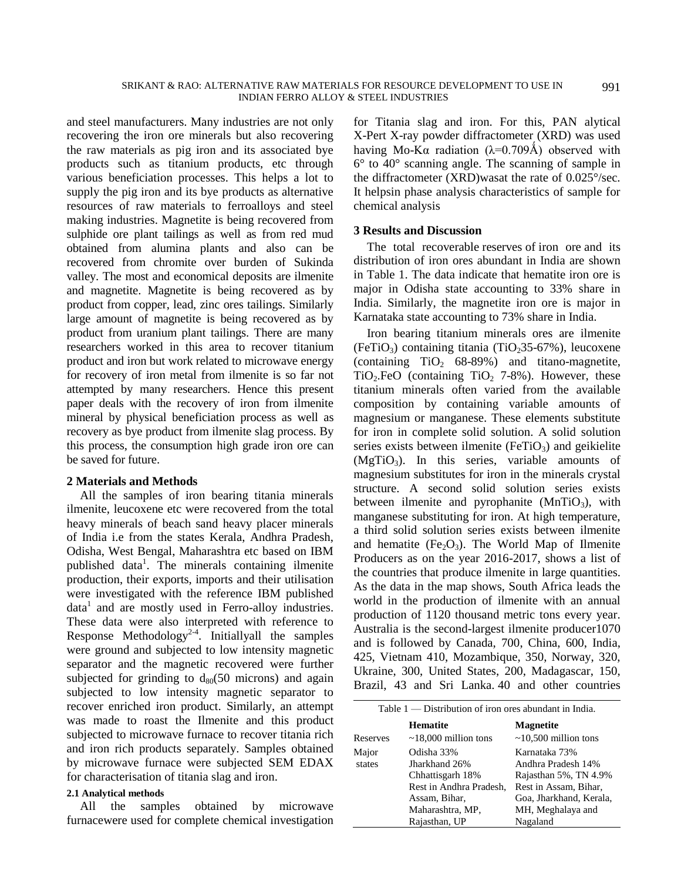and steel manufacturers. Many industries are not only recovering the iron ore minerals but also recovering the raw materials as pig iron and its associated bye products such as titanium products, etc through various beneficiation processes. This helps a lot to supply the pig iron and its bye products as alternative resources of raw materials to ferroalloys and steel making industries. Magnetite is being recovered from sulphide ore plant tailings as well as from red mud obtained from alumina plants and also can be recovered from chromite over burden of Sukinda valley. The most and economical deposits are ilmenite and magnetite. Magnetite is being recovered as by product from copper, lead, zinc ores tailings. Similarly large amount of magnetite is being recovered as by product from uranium plant tailings. There are many researchers worked in this area to recover titanium product and iron but work related to microwave energy for recovery of iron metal from ilmenite is so far not attempted by many researchers. Hence this present paper deals with the recovery of iron from ilmenite mineral by physical beneficiation process as well as recovery as bye product from ilmenite slag process. By this process, the consumption high grade iron ore can be saved for future.

## 2 Materials and Methods

All the samples of iron bearing titania minerals ilmenite, leucoxene etc were recovered from the total heavy minerals of beach sand heavy placer minerals of India i.e from the states Kerala, Andhra Pradesh, Odisha, West Bengal, Maharashtra etc based on IBM published data[1]. The minerals containing ilmenite production, their exports, imports and their utilisation were investigated with the reference IBM published data[1] and are mostly used in Ferro-alloy industries. These data were also interpreted with reference to Response Methodology[2-4]. Initiallyall the samples were ground and subjected to low intensity magnetic separator and the magnetic recovered were further subjected for grinding to $d_{80}$(50 microns) and again subjected to low intensity magnetic separator to recover enriched iron product. Similarly, an attempt was made to roast the Ilmenite and this product subjected to microwave furnace to recover titania rich and iron rich products separately. Samples obtained by microwave furnace were subjected SEM EDAX for characterisation of titania slag and iron.

### 2.1 Analytical methods

All the samples obtained by microwave furnacewere used for complete chemical investigation for Titania slag and iron. For this, PAN alytical X-Pert X-ray powder diffractometer (XRD) was used having Mo-Kα radiation (λ=0.709Å) observed with 6° to 40° scanning angle. The scanning of sample in the diffractometer (XRD)wasat the rate of 0.025°/sec. It helpsin phase analysis characteristics of sample for chemical analysis

## 3 Results and Discussion

The total recoverable reserves of iron ore and its distribution of iron ores abundant in India are shown in Table 1. The data indicate that hematite iron ore is major in Odisha state accounting to 33% share in India. Similarly, the magnetite iron ore is major in Karnataka state accounting to 73% share in India.

Iron bearing titanium minerals ores are ilmenite ($FeTiO_3$) containing titania ($TiO_2$35-67%), leucoxene (containing $TiO_2$ 68-89%) and titano-magnetite, $TiO_2$.FeO (containing $TiO_2$ 7-8%). However, these titanium minerals often varied from the available composition by containing variable amounts of magnesium or manganese. These elements substitute for iron in complete solid solution. A solid solution series exists between ilmenite ($FeTiO_3$) and geikielite ($MgTiO_3$). In this series, variable amounts of magnesium substitutes for iron in the minerals crystal structure. A second solid solution series exists between ilmenite and pyrophanite ($MnTiO_3$), with manganese substituting for iron. At high temperature, a third solid solution series exists between ilmenite and hematite ($Fe_2O_3$). The World Map of Ilmenite Producers as on the year 2016-2017, shows a list of the countries that produce ilmenite in large quantities. As the data in the map shows, South Africa leads the world in the production of ilmenite with an annual production of 1120 thousand metric tons every year. Australia is the second-largest ilmenite producer1070 and is followed by Canada, 700, China, 600, India, 425, Vietnam 410, Mozambique, 350, Norway, 320, Ukraine, 300, United States, 200, Madagascar, 150, Brazil, 43 and Sri Lanka. 40 and other countries

Table 1 — Distribution of iron ores abundant in India.

| | Hematite | Magnetite |
|---|---|---|
| Reserves | ~18,000 million tons | ~10,500 million tons |
| Major states | Odisha 33%<br>Jharkhand 26%<br>Chhattisgarh 18%<br>Rest in Andhra Pradesh, Assam, Bihar, Maharashtra, MP, Rajasthan, UP | Karnataka 73%<br>Andhra Pradesh 14%<br>Rajasthan 5%, TN 4.9%<br>Rest in Assam, Bihar, Goa, Jharkhand, Kerala, MH, Meghalaya and Nagaland |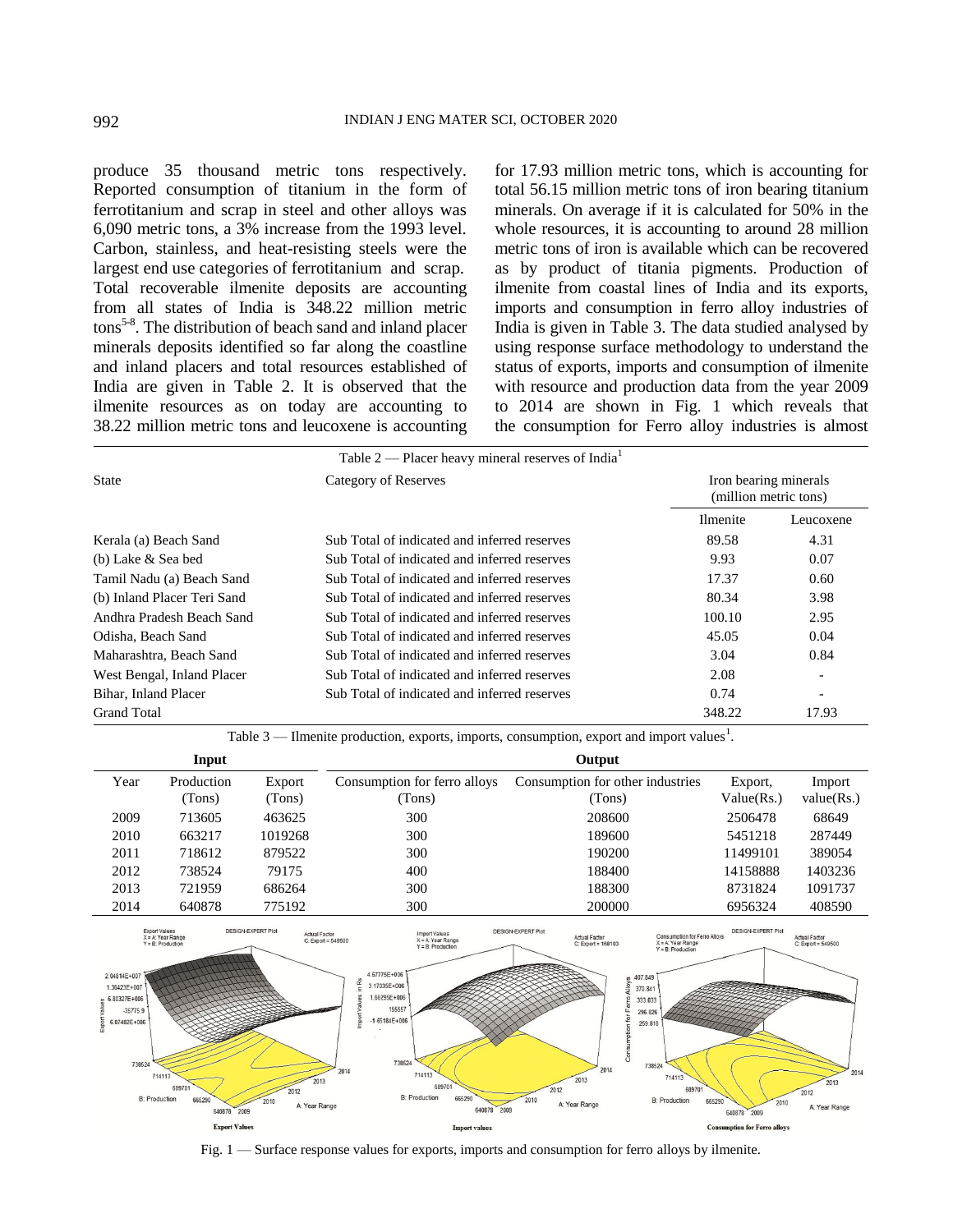produce 35 thousand metric tons respectively. Reported consumption of titanium in the form of ferrotitanium and scrap in steel and other alloys was 6,090 metric tons, a 3% increase from the 1993 level. Carbon, stainless, and heat-resisting steels were the largest end use categories of ferrotitanium and scrap. Total recoverable ilmenite deposits are accounting from all states of India is 348.22 million metric tons[5-8]. The distribution of beach sand and inland placer minerals deposits identified so far along the coastline and inland placers and total resources established of India are given in Table 2. It is observed that the ilmenite resources as on today are accounting to 38.22 million metric tons and leucoxene is accounting for 17.93 million metric tons, which is accounting for total 56.15 million metric tons of iron bearing titanium minerals. On average if it is calculated for 50% in the whole resources, it is accounting to around 28 million metric tons of iron is available which can be recovered as by product of titania pigments. Production of ilmenite from coastal lines of India and its exports, imports and consumption in ferro alloy industries of India is given in Table 3. The data studied analysed by using response surface methodology to understand the status of exports, imports and consumption of ilmenite with resource and production data from the year 2009 to 2014 are shown in Fig. 1 which reveals that the consumption for Ferro alloy industries is almost

Table 2 — Placer heavy mineral reserves of India[1]

| State | Category of Reserves | Iron bearing minerals (million metric tons) | |
|---|---|---|---|
| | | Ilmenite | Leucoxene |
| Kerala (a) Beach Sand | Sub Total of indicated and inferred reserves | 89.58 | 4.31 |
| (b) Lake & Sea bed | Sub Total of indicated and inferred reserves | 9.93 | 0.07 |
| Tamil Nadu (a) Beach Sand | Sub Total of indicated and inferred reserves | 17.37 | 0.60 |
| (b) Inland Placer Teri Sand | Sub Total of indicated and inferred reserves | 80.34 | 3.98 |
| Andhra Pradesh Beach Sand | Sub Total of indicated and inferred reserves | 100.10 | 2.95 |
| Odisha, Beach Sand | Sub Total of indicated and inferred reserves | 45.05 | 0.04 |
| Maharashtra, Beach Sand | Sub Total of indicated and inferred reserves | 3.04 | 0.84 |
| West Bengal, Inland Placer | Sub Total of indicated and inferred reserves | 2.08 | - |
| Bihar, Inland Placer | Sub Total of indicated and inferred reserves | 0.74 | - |
| Grand Total | | 348.22 | 17.93 |

Table 3 — Ilmenite production, exports, imports, consumption, export and import values[1].

| Input | | | Output | | | |
|---|---|---|---|---|---|---|
| Year | Production (Tons) | Export (Tons) | Consumption for ferro alloys (Tons) | Consumption for other industries (Tons) | Export, Value(Rs.) | Import value(Rs.) |
| 2009 | 713605 | 463625 | 300 | 208600 | 2506478 | 68649 |
| 2010 | 663217 | 1019268 | 300 | 189600 | 5451218 | 287449 |
| 2011 | 718612 | 879522 | 300 | 190200 | 11499101 | 389054 |
| 2012 | 738524 | 79175 | 400 | 188400 | 14158888 | 1403236 |
| 2013 | 721959 | 686264 | 300 | 188300 | 8731824 | 1091737 |
| 2014 | 640878 | 775192 | 300 | 200000 | 6956324 | 408590 |

Fig. 1 — Surface response values for exports, imports and consumption for ferro alloys by ilmenite.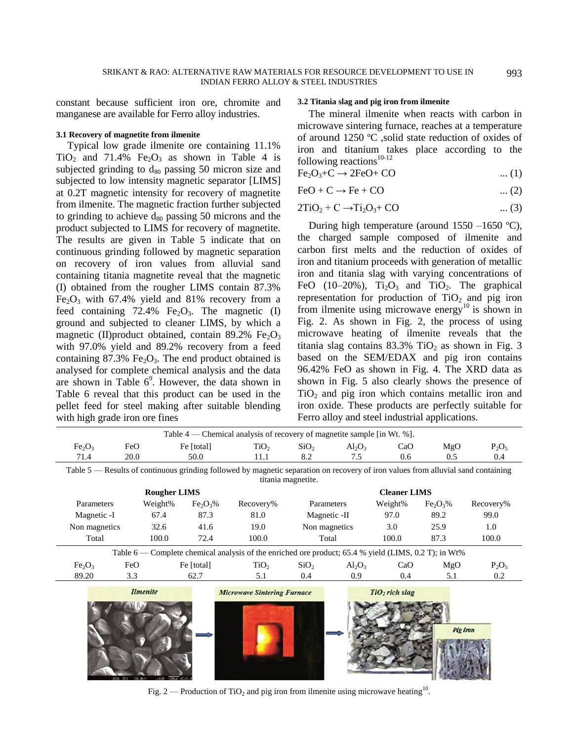constant because sufficient iron ore, chromite and manganese are available for Ferro alloy industries.

### 3.1 Recovery of magnetite from ilmenite

Typical low grade ilmenite ore containing 11.1% $TiO_2$ and 71.4% $Fe_2O_3$ as shown in Table 4 is subjected grinding to $d_{80}$ passing 50 micron size and subjected to low intensity magnetic separator [LIMS] at 0.2T magnetic intensity for recovery of magnetite from ilmenite. The magnetic fraction further subjected to grinding to achieve $d_{80}$ passing 50 microns and the product subjected to LIMS for recovery of magnetite. The results are given in Table 5 indicate that on continuous grinding followed by magnetic separation on recovery of iron values from alluvial sand containing titania magnetite reveal that the magnetic (I) obtained from the rougher LIMS contain 87.3% $Fe_2O_3$ with 67.4% yield and 81% recovery from a feed containing 72.4% $Fe_2O_3$. The magnetic (I) ground and subjected to cleaner LIMS, by which a magnetic (II)product obtained, contain 89.2% $Fe_2O_3$ with 97.0% yield and 89.2% recovery from a feed containing 87.3% $Fe_2O_3$. The end product obtained is analysed for complete chemical analysis and the data are shown in Table 6[9]. However, the data shown in Table 6 reveal that this product can be used in the pellet feed for steel making after suitable blending with high grade iron ore fines

### 3.2 Titania slag and pig iron from ilmenite

The mineral ilmenite when reacts with carbon in microwave sintering furnace, reaches at a temperature of around 1250 ºC ,solid state reduction of oxides of iron and titanium takes place according to the following reactions[10-12]

$$Fe_2O_3+C \rightarrow 2FeO+ CO \quad ... (1)$$

$$FeO + C \rightarrow Fe + CO \quad ... (2)$$

$$2TiO_2 + C \rightarrow Ti_2O_3+ CO \quad ... (3)$$

During high temperature (around 1550 –1650 ºC), the charged sample composed of ilmenite and carbon first melts and the reduction of oxides of iron and titanium proceeds with generation of metallic iron and titania slag with varying concentrations of FeO (10–20%), $Ti_2O_3$ and $TiO_2$. The graphical representation for production of $TiO_2$ and pig iron from ilmenite using microwave energy[10] is shown in Fig. 2. As shown in Fig. 2, the process of using microwave heating of ilmenite reveals that the titania slag contains 83.3% $TiO_2$ as shown in Fig. 3 based on the SEM/EDAX and pig iron contains 96.42% FeO as shown in Fig. 4. The XRD data as shown in Fig. 5 also clearly shows the presence of $TiO_2$ and pig iron which contains metallic iron and iron oxide. These products are perfectly suitable for Ferro alloy and steel industrial applications.

Table 4 — Chemical analysis of recovery of magnetite sample [in Wt. %].

| $Fe_2O_3$ | FeO | Fe [total] | $TiO_2$ | $SiO_2$ | $Al_2O_3$ | CaO | MgO | $P_2O_5$ |
|---|---|---|---|---|---|---|---|---|
| 71.4 | 20.0 | 50.0 | 11.1 | 8.2 | 7.5 | 0.6 | 0.5 | 0.4 |

Table 5 — Results of continuous grinding followed by magnetic separation on recovery of iron values from alluvial sand containing titania magnetite.

| Rougher LIMS | | | | Cleaner LIMS | | | |
|---|---|---|---|---|---|---|---|
| Parameters | Weight% | $Fe_2O_3$% | Recovery% | Parameters | Weight% | $Fe_2O_3$% | Recovery% |
| Magnetic -I | 67.4 | 87.3 | 81.0 | Magnetic -II | 97.0 | 89.2 | 99.0 |
| Non magnetics | 32.6 | 41.6 | 19.0 | Non magnetics | 3.0 | 25.9 | 1.0 |
| Total | 100.0 | 72.4 | 100.0 | Total | 100.0 | 87.3 | 100.0 |

Table 6 — Complete chemical analysis of the enriched ore product; 65.4 % yield (LIMS, 0.2 T); in Wt%

| $Fe_2O_3$ | FeO | Fe [total] | $TiO_2$ | $SiO_2$ | $Al_2O_3$ | CaO | MgO | $P_2O_5$ |
|---|---|---|---|---|---|---|---|---|
| 89.20 | 3.3 | 62.7 | 5.1 | 0.4 | 0.9 | 0.4 | 5.1 | 0.2 |

Fig. 2 — Production of $TiO_2$ and pig iron from ilmenite using microwave heating[10].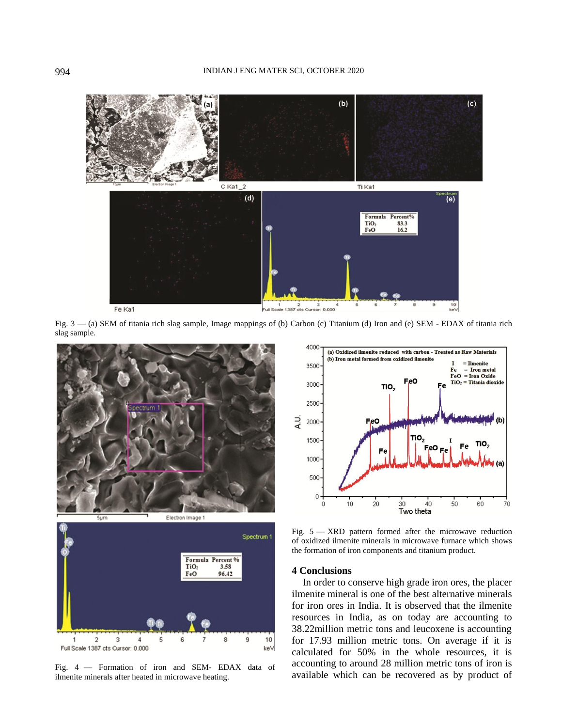Fig. 3 — (a) SEM of titania rich slag sample, Image mappings of (b) Carbon (c) Titanium (d) Iron and (e) SEM - EDAX of titania rich slag sample.

Fig. 4 — Formation of iron and SEM- EDAX data of ilmenite minerals after heated in microwave heating.

Fig. 5 — XRD pattern formed after the microwave reduction of oxidized ilmenite minerals in microwave furnace which shows the formation of iron components and titanium product.

## 4 Conclusions

In order to conserve high grade iron ores, the placer ilmenite mineral is one of the best alternative minerals for iron ores in India. It is observed that the ilmenite resources in India, as on today are accounting to 38.22million metric tons and leucoxene is accounting for 17.93 million metric tons. On average if it is calculated for 50% in the whole resources, it is accounting to around 28 million metric tons of iron is available which can be recovered as by product of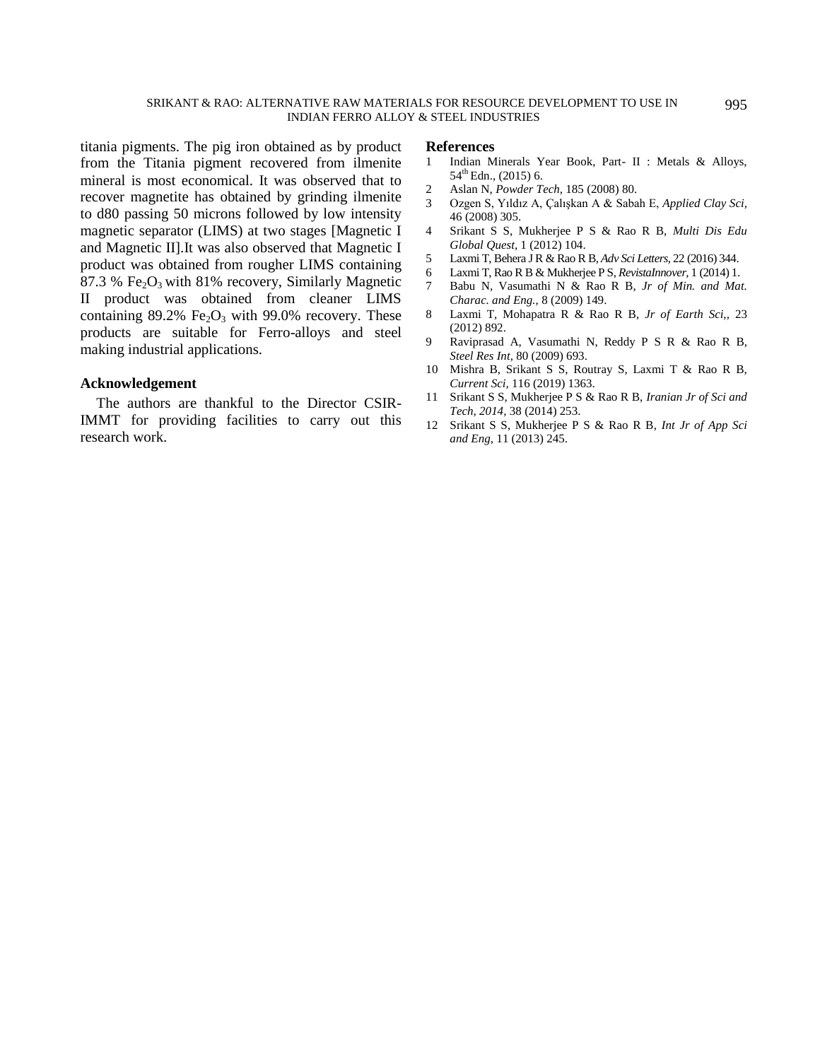titania pigments. The pig iron obtained as by product from the Titania pigment recovered from ilmenite mineral is most economical. It was observed that to recover magnetite has obtained by grinding ilmenite to d80 passing 50 microns followed by low intensity magnetic separator (LIMS) at two stages [Magnetic I and Magnetic II].It was also observed that Magnetic I product was obtained from rougher LIMS containing 87.3 % $Fe_2O_3$ with 81% recovery, Similarly Magnetic II product was obtained from cleaner LIMS containing 89.2% $Fe_2O_3$ with 99.0% recovery. These products are suitable for Ferro-alloys and steel making industrial applications.

## Acknowledgement

The authors are thankful to the Director CSIR-IMMT for providing facilities to carry out this research work.

## References

1. Indian Minerals Year Book, Part- II : Metals & Alloys, $54^{th}$ Edn., (2015) 6.
2. Aslan N, *Powder Tech,* 185 (2008) 80.
3. Ozgen S, Yıldız A, Çalışkan A & Sabah E, *Applied Clay Sci,* 46 (2008) 305.
4. Srikant S S, Mukherjee P S & Rao R B, *Multi Dis Edu Global Quest,* 1 (2012) 104.
5. Laxmi T, Behera J R & Rao R B, *Adv Sci Letters,* 22 (2016) 344.
6. Laxmi T, Rao R B & Mukherjee P S, *RevistaInnover,* 1 (2014) 1.
7. Babu N, Vasumathi N & Rao R B, *Jr of Min. and Mat. Charac. and Eng.,* 8 (2009) 149.
8. Laxmi T, Mohapatra R & Rao R B, *Jr of Earth Sci,,* 23 (2012) 892.
9. Raviprasad A, Vasumathi N, Reddy P S R & Rao R B, *Steel Res Int,* 80 (2009) 693.
10. Mishra B, Srikant S S, Routray S, Laxmi T & Rao R B, *Current Sci,* 116 (2019) 1363.
11. Srikant S S, Mukherjee P S & Rao R B, *Iranian Jr of Sci and Tech, 2014,* 38 (2014) 253.
12. Srikant S S, Mukherjee P S & Rao R B, *Int Jr of App Sci and Eng,* 11 (2013) 245.